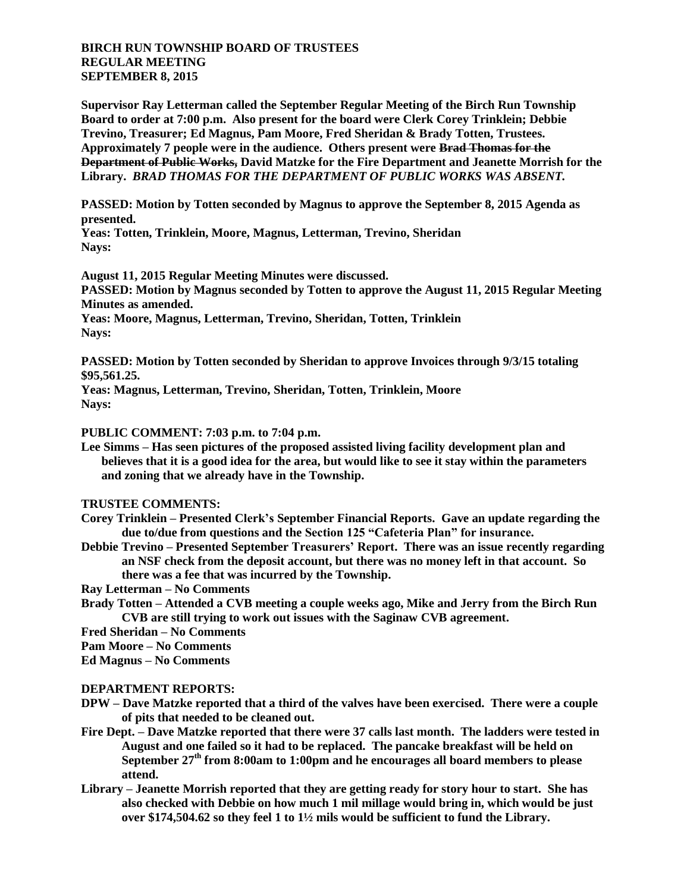**BIRCH RUN TOWNSHIP BOARD OF TRUSTEES**
**REGULAR MEETING**
**SEPTEMBER 8, 2015**

**Supervisor Ray Letterman called the September Regular Meeting of the Birch Run Township Board to order at 7:00 p.m. Also present for the board were Clerk Corey Trinklein; Debbie Trevino, Treasurer; Ed Magnus, Pam Moore, Fred Sheridan & Brady Totten, Trustees. Approximately 7 people were in the audience. Others present were ~~Brad Thomas for the Department of Public Works,~~ David Matzke for the Fire Department and Jeanette Morrish for the Library.** ***BRAD THOMAS FOR THE DEPARTMENT OF PUBLIC WORKS WAS ABSENT.***

**PASSED: Motion by Totten seconded by Magnus to approve the September 8, 2015 Agenda as presented.**
**Yeas: Totten, Trinklein, Moore, Magnus, Letterman, Trevino, Sheridan**
**Nays:**

**August 11, 2015 Regular Meeting Minutes were discussed.**
**PASSED: Motion by Magnus seconded by Totten to approve the August 11, 2015 Regular Meeting Minutes as amended.**
**Yeas: Moore, Magnus, Letterman, Trevino, Sheridan, Totten, Trinklein**
**Nays:**

**PASSED: Motion by Totten seconded by Sheridan to approve Invoices through 9/3/15 totaling $95,561.25.**
**Yeas: Magnus, Letterman, Trevino, Sheridan, Totten, Trinklein, Moore**
**Nays:**

**PUBLIC COMMENT: 7:03 p.m. to 7:04 p.m.**
**Lee Simms – Has seen pictures of the proposed assisted living facility development plan and believes that it is a good idea for the area, but would like to see it stay within the parameters and zoning that we already have in the Township.**

**TRUSTEE COMMENTS:**
**Corey Trinklein – Presented Clerk's September Financial Reports. Gave an update regarding the due to/due from questions and the Section 125 "Cafeteria Plan" for insurance.**
**Debbie Trevino – Presented September Treasurers' Report. There was an issue recently regarding an NSF check from the deposit account, but there was no money left in that account. So there was a fee that was incurred by the Township.**
**Ray Letterman – No Comments**
**Brady Totten – Attended a CVB meeting a couple weeks ago, Mike and Jerry from the Birch Run CVB are still trying to work out issues with the Saginaw CVB agreement.**
**Fred Sheridan – No Comments**
**Pam Moore – No Comments**
**Ed Magnus – No Comments**

**DEPARTMENT REPORTS:**
**DPW – Dave Matzke reported that a third of the valves have been exercised. There were a couple of pits that needed to be cleaned out.**
**Fire Dept. – Dave Matzke reported that there were 37 calls last month. The ladders were tested in August and one failed so it had to be replaced. The pancake breakfast will be held on September 27th from 8:00am to 1:00pm and he encourages all board members to please attend.**
**Library – Jeanette Morrish reported that they are getting ready for story hour to start. She has also checked with Debbie on how much 1 mil millage would bring in, which would be just over $174,504.62 so they feel 1 to 1½ mils would be sufficient to fund the Library.**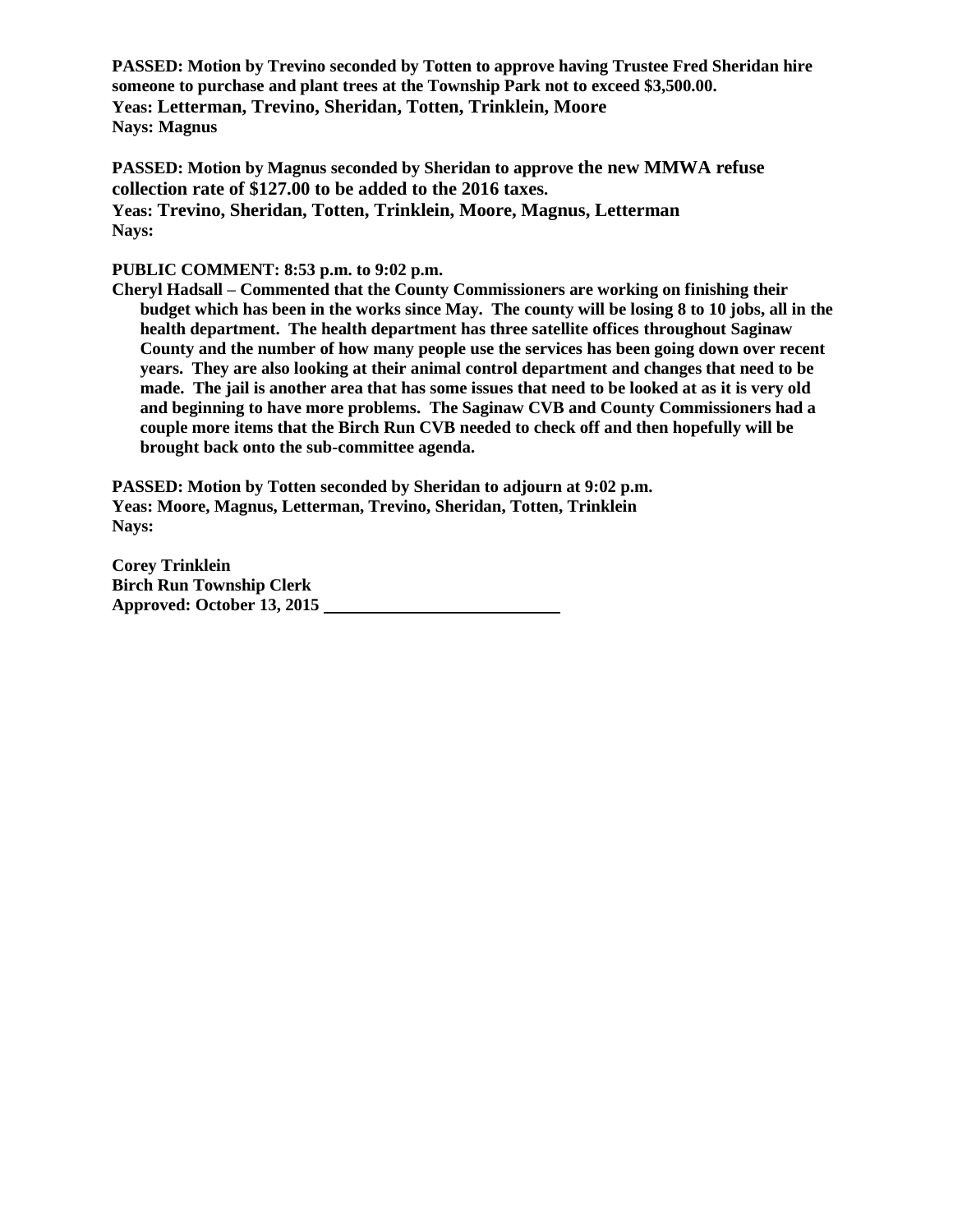**PASSED: Motion by Trevino seconded by Totten to approve having Trustee Fred Sheridan hire someone to purchase and plant trees at the Township Park not to exceed $3,500.00.**
**Yeas: Letterman, Trevino, Sheridan, Totten, Trinklein, Moore**
**Nays: Magnus**

**PASSED: Motion by Magnus seconded by Sheridan to approve the new MMWA refuse collection rate of $127.00 to be added to the 2016 taxes.**
**Yeas: Trevino, Sheridan, Totten, Trinklein, Moore, Magnus, Letterman**
**Nays:**

**PUBLIC COMMENT: 8:53 p.m. to 9:02 p.m.**

**Cheryl Hadsall – Commented that the County Commissioners are working on finishing their budget which has been in the works since May. The county will be losing 8 to 10 jobs, all in the health department. The health department has three satellite offices throughout Saginaw County and the number of how many people use the services has been going down over recent years. They are also looking at their animal control department and changes that need to be made. The jail is another area that has some issues that need to be looked at as it is very old and beginning to have more problems. The Saginaw CVB and County Commissioners had a couple more items that the Birch Run CVB needed to check off and then hopefully will be brought back onto the sub-committee agenda.**

**PASSED: Motion by Totten seconded by Sheridan to adjourn at 9:02 p.m.**
**Yeas: Moore, Magnus, Letterman, Trevino, Sheridan, Totten, Trinklein**
**Nays:**

**Corey Trinklein**
**Birch Run Township Clerk**
**Approved: October 13, 2015** ____________________________